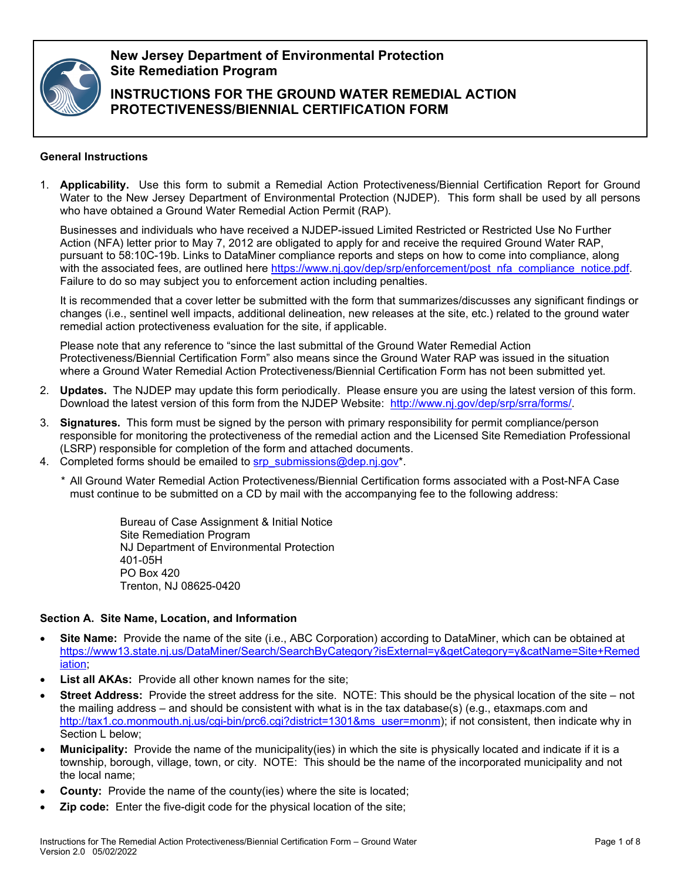# New Jersey Department of Environmental Protection
## Site Remediation Program

## INSTRUCTIONS FOR THE GROUND WATER REMEDIAL ACTION PROTECTIVENESS/BIENNIAL CERTIFICATION FORM

### General Instructions

1. **Applicability.** Use this form to submit a Remedial Action Protectiveness/Biennial Certification Report for Ground Water to the New Jersey Department of Environmental Protection (NJDEP). This form shall be used by all persons who have obtained a Ground Water Remedial Action Permit (RAP).

   Businesses and individuals who have received a NJDEP-issued Limited Restricted or Restricted Use No Further Action (NFA) letter prior to May 7, 2012 are obligated to apply for and receive the required Ground Water RAP, pursuant to 58:10C-19b. Links to DataMiner compliance reports and steps on how to come into compliance, along with the associated fees, are outlined here https://www.nj.gov/dep/srp/enforcement/post_nfa_compliance_notice.pdf. Failure to do so may subject you to enforcement action including penalties.

   It is recommended that a cover letter be submitted with the form that summarizes/discusses any significant findings or changes (i.e., sentinel well impacts, additional delineation, new releases at the site, etc.) related to the ground water remedial action protectiveness evaluation for the site, if applicable.

   Please note that any reference to "since the last submittal of the Ground Water Remedial Action Protectiveness/Biennial Certification Form" also means since the Ground Water RAP was issued in the situation where a Ground Water Remedial Action Protectiveness/Biennial Certification Form has not been submitted yet.

2. **Updates.** The NJDEP may update this form periodically. Please ensure you are using the latest version of this form. Download the latest version of this form from the NJDEP Website: http://www.nj.gov/dep/srp/srra/forms/.

3. **Signatures.** This form must be signed by the person with primary responsibility for permit compliance/person responsible for monitoring the protectiveness of the remedial action and the Licensed Site Remediation Professional (LSRP) responsible for completion of the form and attached documents.

4. Completed forms should be emailed to srp_submissions@dep.nj.gov*.

   \* All Ground Water Remedial Action Protectiveness/Biennial Certification forms associated with a Post-NFA Case must continue to be submitted on a CD by mail with the accompanying fee to the following address:

   Bureau of Case Assignment & Initial Notice
   Site Remediation Program
   NJ Department of Environmental Protection
   401-05H
   PO Box 420
   Trenton, NJ 08625-0420

### Section A. Site Name, Location, and Information

- **Site Name:** Provide the name of the site (i.e., ABC Corporation) according to DataMiner, which can be obtained at https://www13.state.nj.us/DataMiner/Search/SearchByCategory?isExternal=y&getCategory=y&catName=Site+Remediation;
- **List all AKAs:** Provide all other known names for the site;
- **Street Address:** Provide the street address for the site. NOTE: This should be the physical location of the site – not the mailing address – and should be consistent with what is in the tax database(s) (e.g., etaxmaps.com and http://tax1.co.monmouth.nj.us/cgi-bin/prc6.cgi?district=1301&ms_user=monm); if not consistent, then indicate why in Section L below;
- **Municipality:** Provide the name of the municipality(ies) in which the site is physically located and indicate if it is a township, borough, village, town, or city. NOTE: This should be the name of the incorporated municipality and not the local name;
- **County:** Provide the name of the county(ies) where the site is located;
- **Zip code:** Enter the five-digit code for the physical location of the site;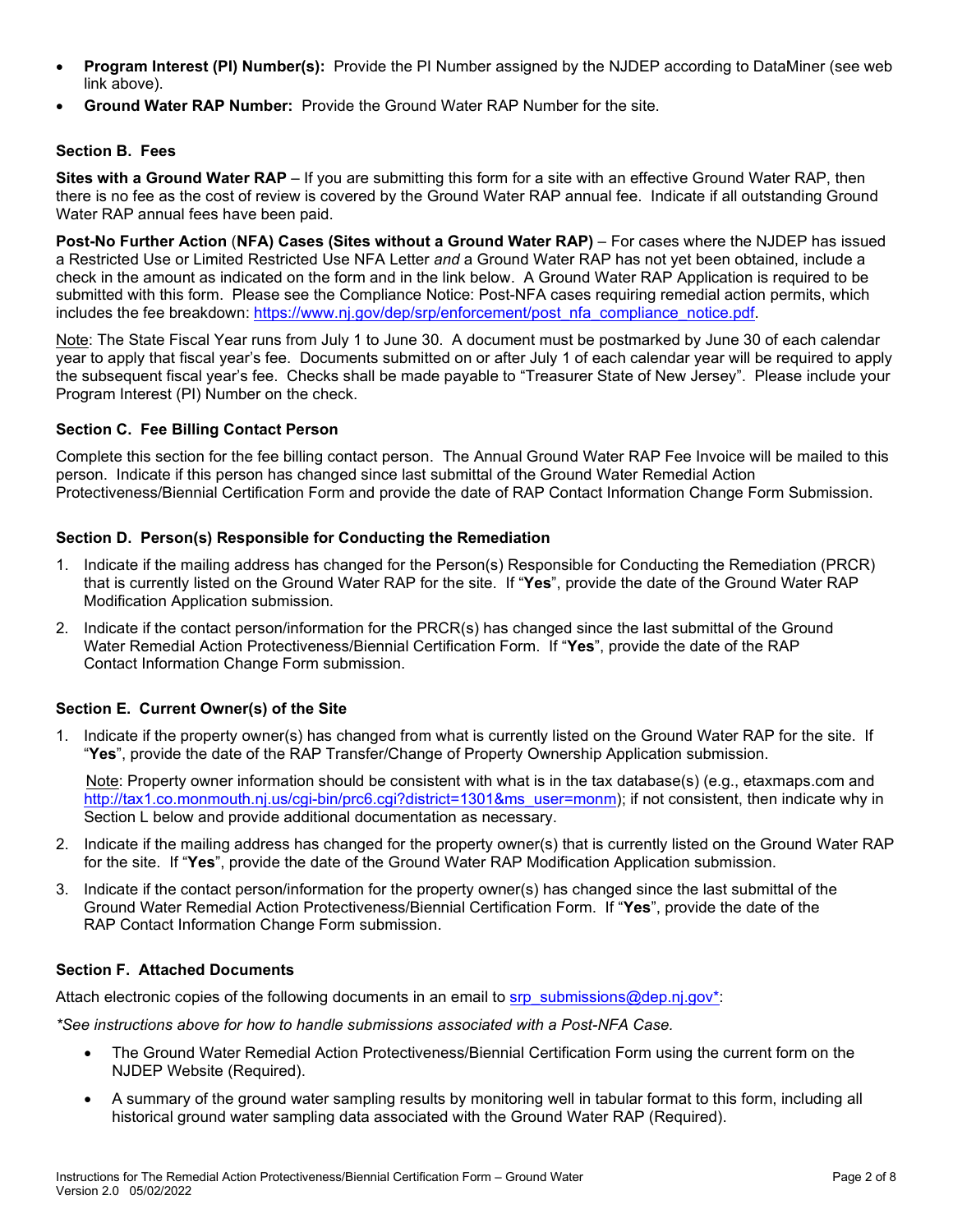- **Program Interest (PI) Number(s):** Provide the PI Number assigned by the NJDEP according to DataMiner (see web link above).
- **Ground Water RAP Number:** Provide the Ground Water RAP Number for the site.

### Section B. Fees

**Sites with a Ground Water RAP** – If you are submitting this form for a site with an effective Ground Water RAP, then there is no fee as the cost of review is covered by the Ground Water RAP annual fee. Indicate if all outstanding Ground Water RAP annual fees have been paid.

**Post-No Further Action** (**NFA) Cases (Sites without a Ground Water RAP)** – For cases where the NJDEP has issued a Restricted Use or Limited Restricted Use NFA Letter *and* a Ground Water RAP has not yet been obtained, include a check in the amount as indicated on the form and in the link below. A Ground Water RAP Application is required to be submitted with this form. Please see the Compliance Notice: Post-NFA cases requiring remedial action permits, which includes the fee breakdown: https://www.nj.gov/dep/srp/enforcement/post_nfa_compliance_notice.pdf.

Note: The State Fiscal Year runs from July 1 to June 30. A document must be postmarked by June 30 of each calendar year to apply that fiscal year's fee. Documents submitted on or after July 1 of each calendar year will be required to apply the subsequent fiscal year's fee. Checks shall be made payable to "Treasurer State of New Jersey". Please include your Program Interest (PI) Number on the check.

### Section C. Fee Billing Contact Person

Complete this section for the fee billing contact person. The Annual Ground Water RAP Fee Invoice will be mailed to this person. Indicate if this person has changed since last submittal of the Ground Water Remedial Action Protectiveness/Biennial Certification Form and provide the date of RAP Contact Information Change Form Submission.

### Section D. Person(s) Responsible for Conducting the Remediation

1. Indicate if the mailing address has changed for the Person(s) Responsible for Conducting the Remediation (PRCR) that is currently listed on the Ground Water RAP for the site. If "**Yes**", provide the date of the Ground Water RAP Modification Application submission.
2. Indicate if the contact person/information for the PRCR(s) has changed since the last submittal of the Ground Water Remedial Action Protectiveness/Biennial Certification Form. If "**Yes**", provide the date of the RAP Contact Information Change Form submission.

### Section E. Current Owner(s) of the Site

1. Indicate if the property owner(s) has changed from what is currently listed on the Ground Water RAP for the site. If "**Yes**", provide the date of the RAP Transfer/Change of Property Ownership Application submission.

   Note: Property owner information should be consistent with what is in the tax database(s) (e.g., etaxmaps.com and http://tax1.co.monmouth.nj.us/cgi-bin/prc6.cgi?district=1301&ms_user=monm); if not consistent, then indicate why in Section L below and provide additional documentation as necessary.
2. Indicate if the mailing address has changed for the property owner(s) that is currently listed on the Ground Water RAP for the site. If "**Yes**", provide the date of the Ground Water RAP Modification Application submission.
3. Indicate if the contact person/information for the property owner(s) has changed since the last submittal of the Ground Water Remedial Action Protectiveness/Biennial Certification Form. If "**Yes**", provide the date of the RAP Contact Information Change Form submission.

### Section F. Attached Documents

Attach electronic copies of the following documents in an email to srp_submissions@dep.nj.gov*:

*\*See instructions above for how to handle submissions associated with a Post-NFA Case.*

- The Ground Water Remedial Action Protectiveness/Biennial Certification Form using the current form on the NJDEP Website (Required).
- A summary of the ground water sampling results by monitoring well in tabular format to this form, including all historical ground water sampling data associated with the Ground Water RAP (Required).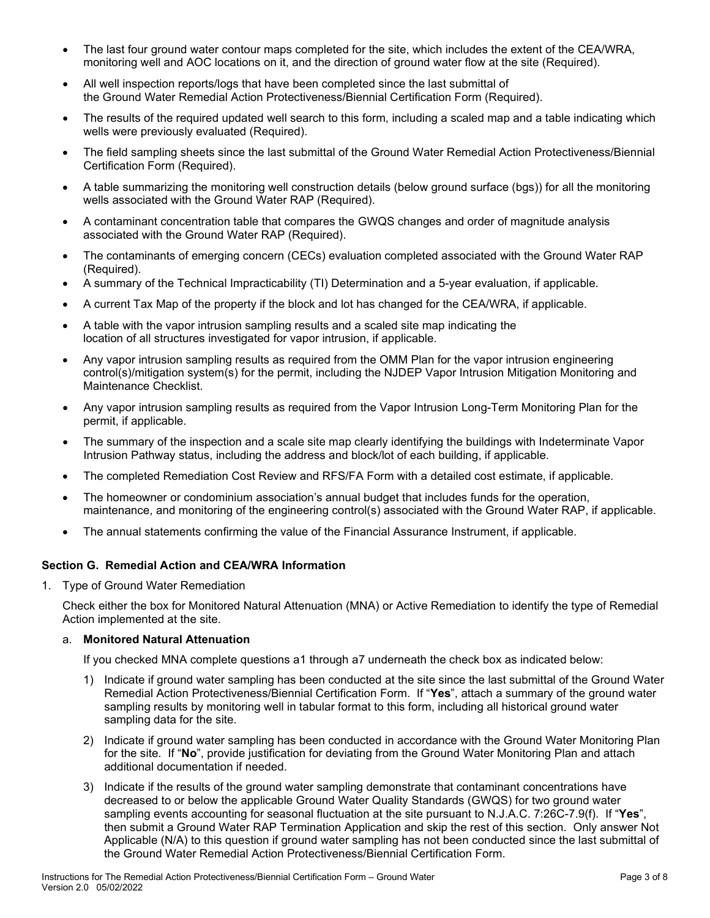- The last four ground water contour maps completed for the site, which includes the extent of the CEA/WRA, monitoring well and AOC locations on it, and the direction of ground water flow at the site (Required).
- All well inspection reports/logs that have been completed since the last submittal of the Ground Water Remedial Action Protectiveness/Biennial Certification Form (Required).
- The results of the required updated well search to this form, including a scaled map and a table indicating which wells were previously evaluated (Required).
- The field sampling sheets since the last submittal of the Ground Water Remedial Action Protectiveness/Biennial Certification Form (Required).
- A table summarizing the monitoring well construction details (below ground surface (bgs)) for all the monitoring wells associated with the Ground Water RAP (Required).
- A contaminant concentration table that compares the GWQS changes and order of magnitude analysis associated with the Ground Water RAP (Required).
- The contaminants of emerging concern (CECs) evaluation completed associated with the Ground Water RAP (Required).
- A summary of the Technical Impracticability (TI) Determination and a 5-year evaluation, if applicable.
- A current Tax Map of the property if the block and lot has changed for the CEA/WRA, if applicable.
- A table with the vapor intrusion sampling results and a scaled site map indicating the location of all structures investigated for vapor intrusion, if applicable.
- Any vapor intrusion sampling results as required from the OMM Plan for the vapor intrusion engineering control(s)/mitigation system(s) for the permit, including the NJDEP Vapor Intrusion Mitigation Monitoring and Maintenance Checklist.
- Any vapor intrusion sampling results as required from the Vapor Intrusion Long-Term Monitoring Plan for the permit, if applicable.
- The summary of the inspection and a scale site map clearly identifying the buildings with Indeterminate Vapor Intrusion Pathway status, including the address and block/lot of each building, if applicable.
- The completed Remediation Cost Review and RFS/FA Form with a detailed cost estimate, if applicable.
- The homeowner or condominium association's annual budget that includes funds for the operation, maintenance, and monitoring of the engineering control(s) associated with the Ground Water RAP, if applicable.
- The annual statements confirming the value of the Financial Assurance Instrument, if applicable.

### Section G. Remedial Action and CEA/WRA Information

1. Type of Ground Water Remediation

   Check either the box for Monitored Natural Attenuation (MNA) or Active Remediation to identify the type of Remedial Action implemented at the site.

   a. **Monitored Natural Attenuation**

   If you checked MNA complete questions a1 through a7 underneath the check box as indicated below:

   1) Indicate if ground water sampling has been conducted at the site since the last submittal of the Ground Water Remedial Action Protectiveness/Biennial Certification Form. If "**Yes**", attach a summary of the ground water sampling results by monitoring well in tabular format to this form, including all historical ground water sampling data for the site.
   2) Indicate if ground water sampling has been conducted in accordance with the Ground Water Monitoring Plan for the site. If "**No**", provide justification for deviating from the Ground Water Monitoring Plan and attach additional documentation if needed.
   3) Indicate if the results of the ground water sampling demonstrate that contaminant concentrations have decreased to or below the applicable Ground Water Quality Standards (GWQS) for two ground water sampling events accounting for seasonal fluctuation at the site pursuant to N.J.A.C. 7:26C-7.9(f). If "**Yes**", then submit a Ground Water RAP Termination Application and skip the rest of this section. Only answer Not Applicable (N/A) to this question if ground water sampling has not been conducted since the last submittal of the Ground Water Remedial Action Protectiveness/Biennial Certification Form.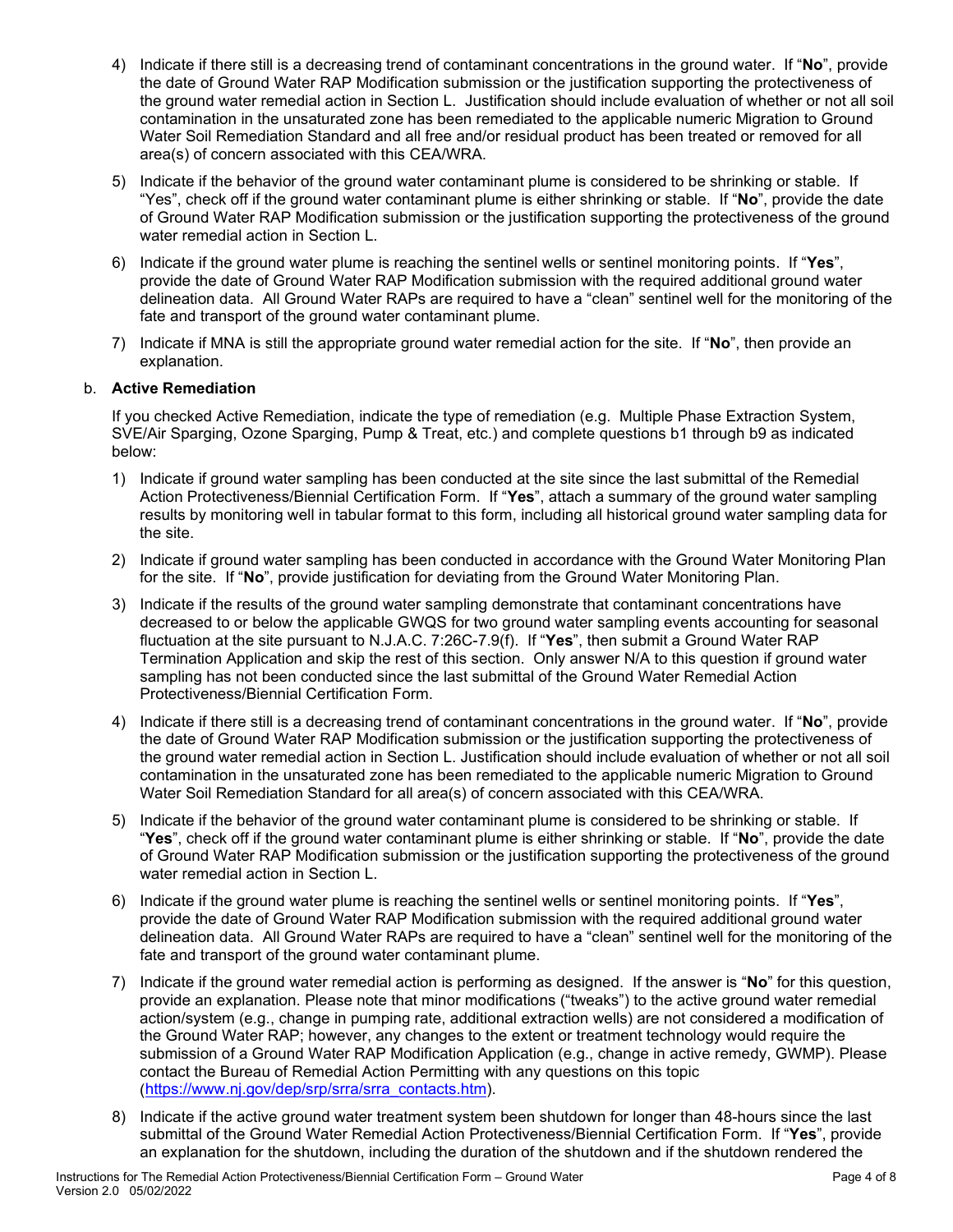4) Indicate if there still is a decreasing trend of contaminant concentrations in the ground water. If "**No**", provide the date of Ground Water RAP Modification submission or the justification supporting the protectiveness of the ground water remedial action in Section L. Justification should include evaluation of whether or not all soil contamination in the unsaturated zone has been remediated to the applicable numeric Migration to Ground Water Soil Remediation Standard and all free and/or residual product has been treated or removed for all area(s) of concern associated with this CEA/WRA.

5) Indicate if the behavior of the ground water contaminant plume is considered to be shrinking or stable. If "Yes", check off if the ground water contaminant plume is either shrinking or stable. If "**No**", provide the date of Ground Water RAP Modification submission or the justification supporting the protectiveness of the ground water remedial action in Section L.

6) Indicate if the ground water plume is reaching the sentinel wells or sentinel monitoring points. If "**Yes**", provide the date of Ground Water RAP Modification submission with the required additional ground water delineation data. All Ground Water RAPs are required to have a "clean" sentinel well for the monitoring of the fate and transport of the ground water contaminant plume.

7) Indicate if MNA is still the appropriate ground water remedial action for the site. If "**No**", then provide an explanation.

b. **Active Remediation**

If you checked Active Remediation, indicate the type of remediation (e.g. Multiple Phase Extraction System, SVE/Air Sparging, Ozone Sparging, Pump & Treat, etc.) and complete questions b1 through b9 as indicated below:

1) Indicate if ground water sampling has been conducted at the site since the last submittal of the Remedial Action Protectiveness/Biennial Certification Form. If "**Yes**", attach a summary of the ground water sampling results by monitoring well in tabular format to this form, including all historical ground water sampling data for the site.

2) Indicate if ground water sampling has been conducted in accordance with the Ground Water Monitoring Plan for the site. If "**No**", provide justification for deviating from the Ground Water Monitoring Plan.

3) Indicate if the results of the ground water sampling demonstrate that contaminant concentrations have decreased to or below the applicable GWQS for two ground water sampling events accounting for seasonal fluctuation at the site pursuant to N.J.A.C. 7:26C-7.9(f). If "**Yes**", then submit a Ground Water RAP Termination Application and skip the rest of this section. Only answer N/A to this question if ground water sampling has not been conducted since the last submittal of the Ground Water Remedial Action Protectiveness/Biennial Certification Form.

4) Indicate if there still is a decreasing trend of contaminant concentrations in the ground water. If "**No**", provide the date of Ground Water RAP Modification submission or the justification supporting the protectiveness of the ground water remedial action in Section L. Justification should include evaluation of whether or not all soil contamination in the unsaturated zone has been remediated to the applicable numeric Migration to Ground Water Soil Remediation Standard for all area(s) of concern associated with this CEA/WRA.

5) Indicate if the behavior of the ground water contaminant plume is considered to be shrinking or stable. If "**Yes**", check off if the ground water contaminant plume is either shrinking or stable. If "**No**", provide the date of Ground Water RAP Modification submission or the justification supporting the protectiveness of the ground water remedial action in Section L.

6) Indicate if the ground water plume is reaching the sentinel wells or sentinel monitoring points. If "**Yes**", provide the date of Ground Water RAP Modification submission with the required additional ground water delineation data. All Ground Water RAPs are required to have a "clean" sentinel well for the monitoring of the fate and transport of the ground water contaminant plume.

7) Indicate if the ground water remedial action is performing as designed. If the answer is "**No**" for this question, provide an explanation. Please note that minor modifications ("tweaks") to the active ground water remedial action/system (e.g., change in pumping rate, additional extraction wells) are not considered a modification of the Ground Water RAP; however, any changes to the extent or treatment technology would require the submission of a Ground Water RAP Modification Application (e.g., change in active remedy, GWMP). Please contact the Bureau of Remedial Action Permitting with any questions on this topic (https://www.nj.gov/dep/srp/srra/srra_contacts.htm).

8) Indicate if the active ground water treatment system been shutdown for longer than 48-hours since the last submittal of the Ground Water Remedial Action Protectiveness/Biennial Certification Form. If "**Yes**", provide an explanation for the shutdown, including the duration of the shutdown and if the shutdown rendered the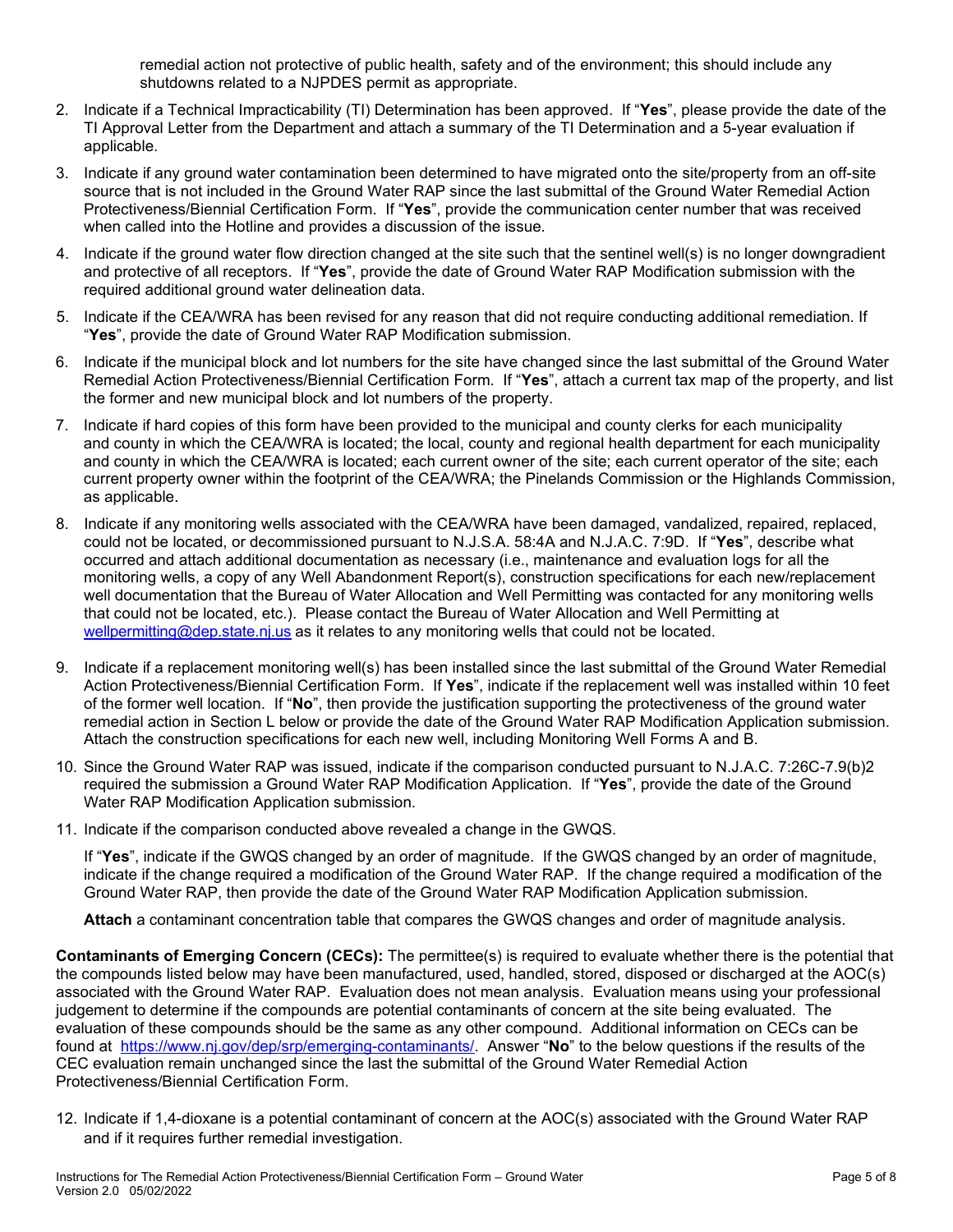remedial action not protective of public health, safety and of the environment; this should include any shutdowns related to a NJPDES permit as appropriate.

2. Indicate if a Technical Impracticability (TI) Determination has been approved. If "**Yes**", please provide the date of the TI Approval Letter from the Department and attach a summary of the TI Determination and a 5-year evaluation if applicable.

3. Indicate if any ground water contamination been determined to have migrated onto the site/property from an off-site source that is not included in the Ground Water RAP since the last submittal of the Ground Water Remedial Action Protectiveness/Biennial Certification Form. If "**Yes**", provide the communication center number that was received when called into the Hotline and provides a discussion of the issue.

4. Indicate if the ground water flow direction changed at the site such that the sentinel well(s) is no longer downgradient and protective of all receptors. If "**Yes**", provide the date of Ground Water RAP Modification submission with the required additional ground water delineation data.

5. Indicate if the CEA/WRA has been revised for any reason that did not require conducting additional remediation. If "**Yes**", provide the date of Ground Water RAP Modification submission.

6. Indicate if the municipal block and lot numbers for the site have changed since the last submittal of the Ground Water Remedial Action Protectiveness/Biennial Certification Form. If "**Yes**", attach a current tax map of the property, and list the former and new municipal block and lot numbers of the property.

7. Indicate if hard copies of this form have been provided to the municipal and county clerks for each municipality and county in which the CEA/WRA is located; the local, county and regional health department for each municipality and county in which the CEA/WRA is located; each current owner of the site; each current operator of the site; each current property owner within the footprint of the CEA/WRA; the Pinelands Commission or the Highlands Commission, as applicable.

8. Indicate if any monitoring wells associated with the CEA/WRA have been damaged, vandalized, repaired, replaced, could not be located, or decommissioned pursuant to N.J.S.A. 58:4A and N.J.A.C. 7:9D. If "**Yes**", describe what occurred and attach additional documentation as necessary (i.e., maintenance and evaluation logs for all the monitoring wells, a copy of any Well Abandonment Report(s), construction specifications for each new/replacement well documentation that the Bureau of Water Allocation and Well Permitting was contacted for any monitoring wells that could not be located, etc.). Please contact the Bureau of Water Allocation and Well Permitting at wellpermitting@dep.state.nj.us as it relates to any monitoring wells that could not be located.

9. Indicate if a replacement monitoring well(s) has been installed since the last submittal of the Ground Water Remedial Action Protectiveness/Biennial Certification Form. If **Yes**", indicate if the replacement well was installed within 10 feet of the former well location. If "**No**", then provide the justification supporting the protectiveness of the ground water remedial action in Section L below or provide the date of the Ground Water RAP Modification Application submission. Attach the construction specifications for each new well, including Monitoring Well Forms A and B.

10. Since the Ground Water RAP was issued, indicate if the comparison conducted pursuant to N.J.A.C. 7:26C-7.9(b)2 required the submission a Ground Water RAP Modification Application. If "**Yes**", provide the date of the Ground Water RAP Modification Application submission.

11. Indicate if the comparison conducted above revealed a change in the GWQS.

    If "**Yes**", indicate if the GWQS changed by an order of magnitude. If the GWQS changed by an order of magnitude, indicate if the change required a modification of the Ground Water RAP. If the change required a modification of the Ground Water RAP, then provide the date of the Ground Water RAP Modification Application submission.

    **Attach** a contaminant concentration table that compares the GWQS changes and order of magnitude analysis.

**Contaminants of Emerging Concern (CECs):** The permittee(s) is required to evaluate whether there is the potential that the compounds listed below may have been manufactured, used, handled, stored, disposed or discharged at the AOC(s) associated with the Ground Water RAP. Evaluation does not mean analysis. Evaluation means using your professional judgement to determine if the compounds are potential contaminants of concern at the site being evaluated. The evaluation of these compounds should be the same as any other compound. Additional information on CECs can be found at https://www.nj.gov/dep/srp/emerging-contaminants/. Answer "**No**" to the below questions if the results of the CEC evaluation remain unchanged since the last the submittal of the Ground Water Remedial Action Protectiveness/Biennial Certification Form.

12. Indicate if 1,4-dioxane is a potential contaminant of concern at the AOC(s) associated with the Ground Water RAP and if it requires further remedial investigation.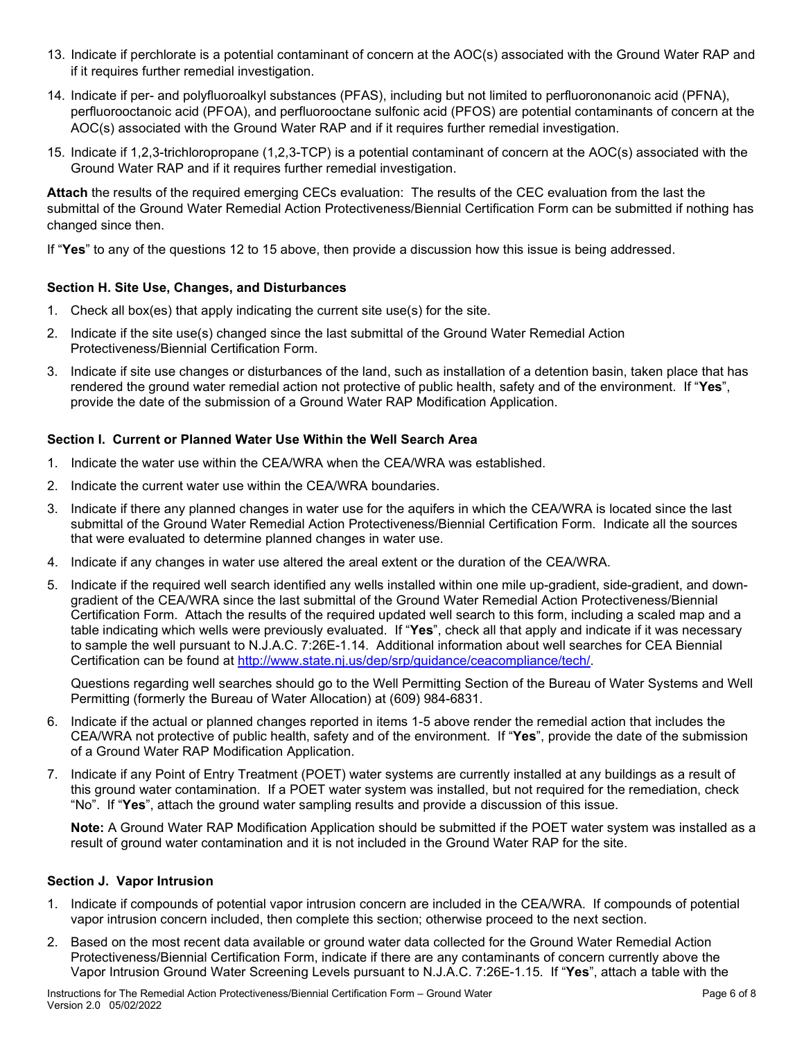13. Indicate if perchlorate is a potential contaminant of concern at the AOC(s) associated with the Ground Water RAP and if it requires further remedial investigation.
14. Indicate if per- and polyfluoroalkyl substances (PFAS), including but not limited to perfluorononanoic acid (PFNA), perfluorooctanoic acid (PFOA), and perfluorooctane sulfonic acid (PFOS) are potential contaminants of concern at the AOC(s) associated with the Ground Water RAP and if it requires further remedial investigation.
15. Indicate if 1,2,3-trichloropropane (1,2,3-TCP) is a potential contaminant of concern at the AOC(s) associated with the Ground Water RAP and if it requires further remedial investigation.

**Attach** the results of the required emerging CECs evaluation: The results of the CEC evaluation from the last the submittal of the Ground Water Remedial Action Protectiveness/Biennial Certification Form can be submitted if nothing has changed since then.

If "**Yes**" to any of the questions 12 to 15 above, then provide a discussion how this issue is being addressed.

### Section H. Site Use, Changes, and Disturbances

1. Check all box(es) that apply indicating the current site use(s) for the site.
2. Indicate if the site use(s) changed since the last submittal of the Ground Water Remedial Action Protectiveness/Biennial Certification Form.
3. Indicate if site use changes or disturbances of the land, such as installation of a detention basin, taken place that has rendered the ground water remedial action not protective of public health, safety and of the environment. If "**Yes**", provide the date of the submission of a Ground Water RAP Modification Application.

### Section I. Current or Planned Water Use Within the Well Search Area

1. Indicate the water use within the CEA/WRA when the CEA/WRA was established.
2. Indicate the current water use within the CEA/WRA boundaries.
3. Indicate if there any planned changes in water use for the aquifers in which the CEA/WRA is located since the last submittal of the Ground Water Remedial Action Protectiveness/Biennial Certification Form. Indicate all the sources that were evaluated to determine planned changes in water use.
4. Indicate if any changes in water use altered the areal extent or the duration of the CEA/WRA.
5. Indicate if the required well search identified any wells installed within one mile up-gradient, side-gradient, and down-gradient of the CEA/WRA since the last submittal of the Ground Water Remedial Action Protectiveness/Biennial Certification Form. Attach the results of the required updated well search to this form, including a scaled map and a table indicating which wells were previously evaluated. If "**Yes**", check all that apply and indicate if it was necessary to sample the well pursuant to N.J.A.C. 7:26E-1.14. Additional information about well searches for CEA Biennial Certification can be found at http://www.state.nj.us/dep/srp/guidance/ceacompliance/tech/.

   Questions regarding well searches should go to the Well Permitting Section of the Bureau of Water Systems and Well Permitting (formerly the Bureau of Water Allocation) at (609) 984-6831.

6. Indicate if the actual or planned changes reported in items 1-5 above render the remedial action that includes the CEA/WRA not protective of public health, safety and of the environment. If "**Yes**", provide the date of the submission of a Ground Water RAP Modification Application.
7. Indicate if any Point of Entry Treatment (POET) water systems are currently installed at any buildings as a result of this ground water contamination. If a POET water system was installed, but not required for the remediation, check "No". If "**Yes**", attach the ground water sampling results and provide a discussion of this issue.

   **Note:** A Ground Water RAP Modification Application should be submitted if the POET water system was installed as a result of ground water contamination and it is not included in the Ground Water RAP for the site.

### Section J. Vapor Intrusion

1. Indicate if compounds of potential vapor intrusion concern are included in the CEA/WRA. If compounds of potential vapor intrusion concern included, then complete this section; otherwise proceed to the next section.
2. Based on the most recent data available or ground water data collected for the Ground Water Remedial Action Protectiveness/Biennial Certification Form, indicate if there are any contaminants of concern currently above the Vapor Intrusion Ground Water Screening Levels pursuant to N.J.A.C. 7:26E-1.15. If "**Yes**", attach a table with the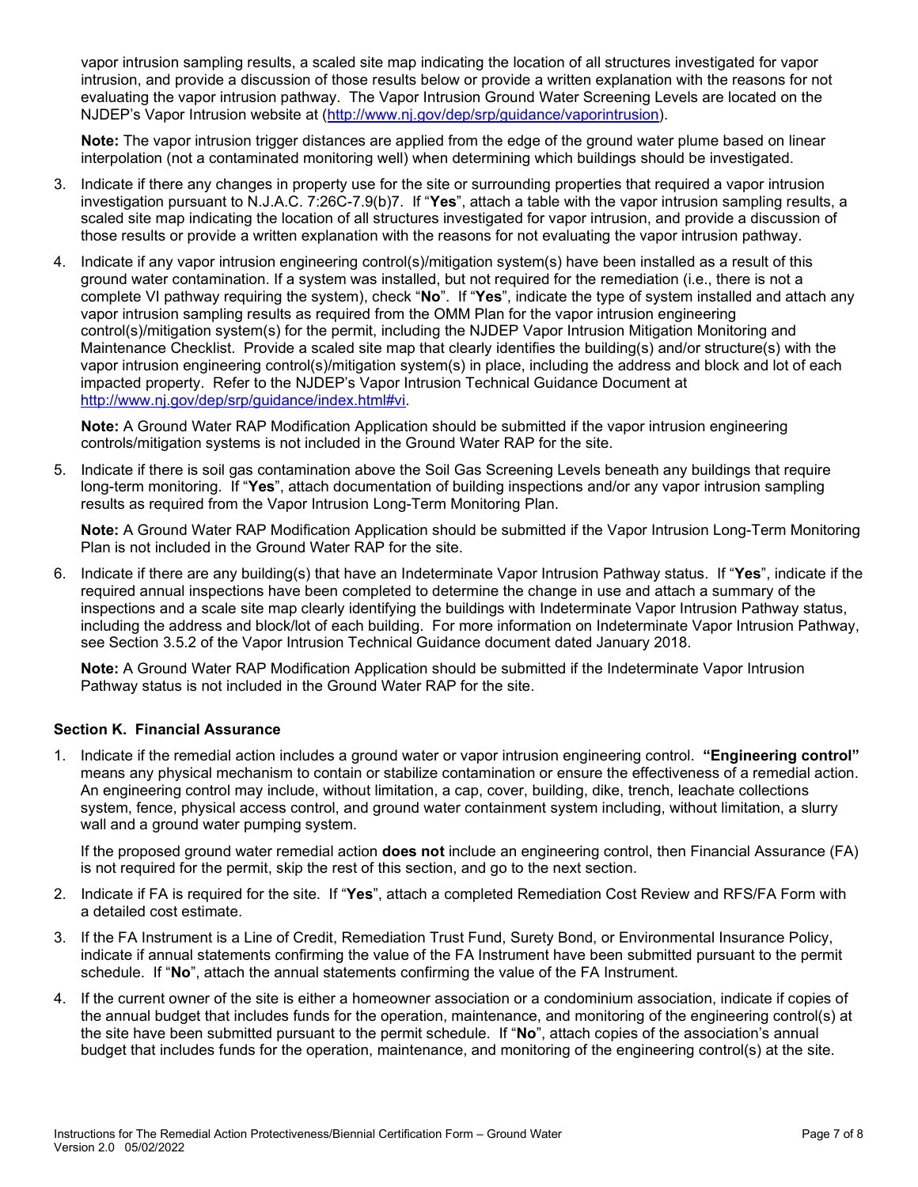vapor intrusion sampling results, a scaled site map indicating the location of all structures investigated for vapor intrusion, and provide a discussion of those results below or provide a written explanation with the reasons for not evaluating the vapor intrusion pathway. The Vapor Intrusion Ground Water Screening Levels are located on the NJDEP's Vapor Intrusion website at (http://www.nj.gov/dep/srp/guidance/vaporintrusion).

**Note:** The vapor intrusion trigger distances are applied from the edge of the ground water plume based on linear interpolation (not a contaminated monitoring well) when determining which buildings should be investigated.

3. Indicate if there any changes in property use for the site or surrounding properties that required a vapor intrusion investigation pursuant to N.J.A.C. 7:26C-7.9(b)7. If "**Yes**", attach a table with the vapor intrusion sampling results, a scaled site map indicating the location of all structures investigated for vapor intrusion, and provide a discussion of those results or provide a written explanation with the reasons for not evaluating the vapor intrusion pathway.

4. Indicate if any vapor intrusion engineering control(s)/mitigation system(s) have been installed as a result of this ground water contamination. If a system was installed, but not required for the remediation (i.e., there is not a complete VI pathway requiring the system), check "**No**". If "**Yes**", indicate the type of system installed and attach any vapor intrusion sampling results as required from the OMM Plan for the vapor intrusion engineering control(s)/mitigation system(s) for the permit, including the NJDEP Vapor Intrusion Mitigation Monitoring and Maintenance Checklist. Provide a scaled site map that clearly identifies the building(s) and/or structure(s) with the vapor intrusion engineering control(s)/mitigation system(s) in place, including the address and block and lot of each impacted property. Refer to the NJDEP's Vapor Intrusion Technical Guidance Document at http://www.nj.gov/dep/srp/guidance/index.html#vi.

   **Note:** A Ground Water RAP Modification Application should be submitted if the vapor intrusion engineering controls/mitigation systems is not included in the Ground Water RAP for the site.

5. Indicate if there is soil gas contamination above the Soil Gas Screening Levels beneath any buildings that require long-term monitoring. If "**Yes**", attach documentation of building inspections and/or any vapor intrusion sampling results as required from the Vapor Intrusion Long-Term Monitoring Plan.

   **Note:** A Ground Water RAP Modification Application should be submitted if the Vapor Intrusion Long-Term Monitoring Plan is not included in the Ground Water RAP for the site.

6. Indicate if there are any building(s) that have an Indeterminate Vapor Intrusion Pathway status. If "**Yes**", indicate if the required annual inspections have been completed to determine the change in use and attach a summary of the inspections and a scale site map clearly identifying the buildings with Indeterminate Vapor Intrusion Pathway status, including the address and block/lot of each building. For more information on Indeterminate Vapor Intrusion Pathway, see Section 3.5.2 of the Vapor Intrusion Technical Guidance document dated January 2018.

   **Note:** A Ground Water RAP Modification Application should be submitted if the Indeterminate Vapor Intrusion Pathway status is not included in the Ground Water RAP for the site.

### Section K. Financial Assurance

1. Indicate if the remedial action includes a ground water or vapor intrusion engineering control. **"Engineering control"** means any physical mechanism to contain or stabilize contamination or ensure the effectiveness of a remedial action. An engineering control may include, without limitation, a cap, cover, building, dike, trench, leachate collections system, fence, physical access control, and ground water containment system including, without limitation, a slurry wall and a ground water pumping system.

   If the proposed ground water remedial action **does not** include an engineering control, then Financial Assurance (FA) is not required for the permit, skip the rest of this section, and go to the next section.

2. Indicate if FA is required for the site. If "**Yes**", attach a completed Remediation Cost Review and RFS/FA Form with a detailed cost estimate.

3. If the FA Instrument is a Line of Credit, Remediation Trust Fund, Surety Bond, or Environmental Insurance Policy, indicate if annual statements confirming the value of the FA Instrument have been submitted pursuant to the permit schedule. If "**No**", attach the annual statements confirming the value of the FA Instrument.

4. If the current owner of the site is either a homeowner association or a condominium association, indicate if copies of the annual budget that includes funds for the operation, maintenance, and monitoring of the engineering control(s) at the site have been submitted pursuant to the permit schedule. If "**No**", attach copies of the association's annual budget that includes funds for the operation, maintenance, and monitoring of the engineering control(s) at the site.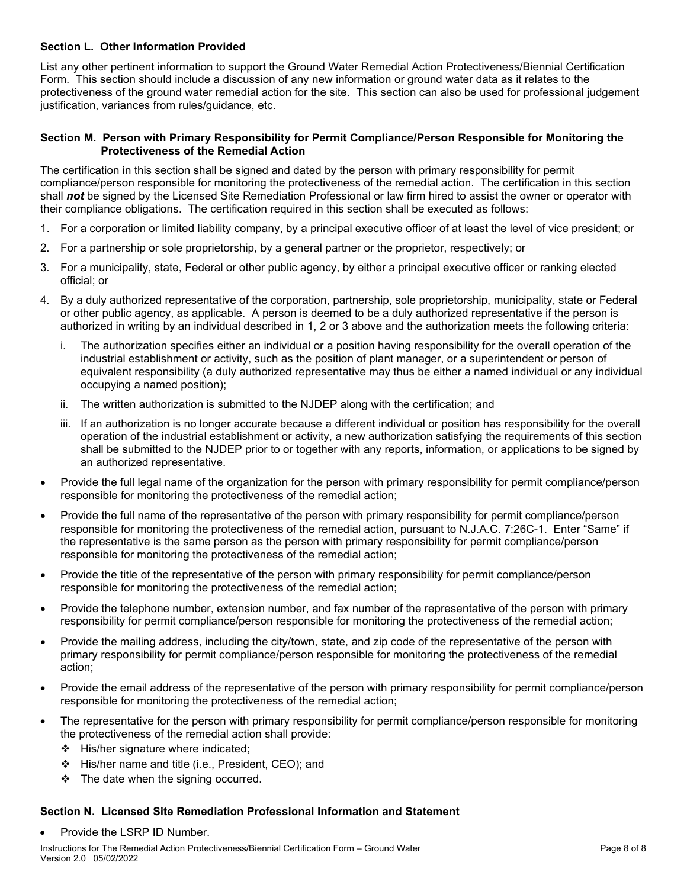### Section L. Other Information Provided

List any other pertinent information to support the Ground Water Remedial Action Protectiveness/Biennial Certification Form. This section should include a discussion of any new information or ground water data as it relates to the protectiveness of the ground water remedial action for the site. This section can also be used for professional judgement justification, variances from rules/guidance, etc.

### Section M. Person with Primary Responsibility for Permit Compliance/Person Responsible for Monitoring the Protectiveness of the Remedial Action

The certification in this section shall be signed and dated by the person with primary responsibility for permit compliance/person responsible for monitoring the protectiveness of the remedial action. The certification in this section shall ***not*** be signed by the Licensed Site Remediation Professional or law firm hired to assist the owner or operator with their compliance obligations. The certification required in this section shall be executed as follows:

1. For a corporation or limited liability company, by a principal executive officer of at least the level of vice president; or
2. For a partnership or sole proprietorship, by a general partner or the proprietor, respectively; or
3. For a municipality, state, Federal or other public agency, by either a principal executive officer or ranking elected official; or
4. By a duly authorized representative of the corporation, partnership, sole proprietorship, municipality, state or Federal or other public agency, as applicable. A person is deemed to be a duly authorized representative if the person is authorized in writing by an individual described in 1, 2 or 3 above and the authorization meets the following criteria:
   i. The authorization specifies either an individual or a position having responsibility for the overall operation of the industrial establishment or activity, such as the position of plant manager, or a superintendent or person of equivalent responsibility (a duly authorized representative may thus be either a named individual or any individual occupying a named position);
   ii. The written authorization is submitted to the NJDEP along with the certification; and
   iii. If an authorization is no longer accurate because a different individual or position has responsibility for the overall operation of the industrial establishment or activity, a new authorization satisfying the requirements of this section shall be submitted to the NJDEP prior to or together with any reports, information, or applications to be signed by an authorized representative.

- Provide the full legal name of the organization for the person with primary responsibility for permit compliance/person responsible for monitoring the protectiveness of the remedial action;
- Provide the full name of the representative of the person with primary responsibility for permit compliance/person responsible for monitoring the protectiveness of the remedial action, pursuant to N.J.A.C. 7:26C-1. Enter "Same" if the representative is the same person as the person with primary responsibility for permit compliance/person responsible for monitoring the protectiveness of the remedial action;
- Provide the title of the representative of the person with primary responsibility for permit compliance/person responsible for monitoring the protectiveness of the remedial action;
- Provide the telephone number, extension number, and fax number of the representative of the person with primary responsibility for permit compliance/person responsible for monitoring the protectiveness of the remedial action;
- Provide the mailing address, including the city/town, state, and zip code of the representative of the person with primary responsibility for permit compliance/person responsible for monitoring the protectiveness of the remedial action;
- Provide the email address of the representative of the person with primary responsibility for permit compliance/person responsible for monitoring the protectiveness of the remedial action;
- The representative for the person with primary responsibility for permit compliance/person responsible for monitoring the protectiveness of the remedial action shall provide:
  - His/her signature where indicated;
  - His/her name and title (i.e., President, CEO); and
  - The date when the signing occurred.

### Section N. Licensed Site Remediation Professional Information and Statement

- Provide the LSRP ID Number.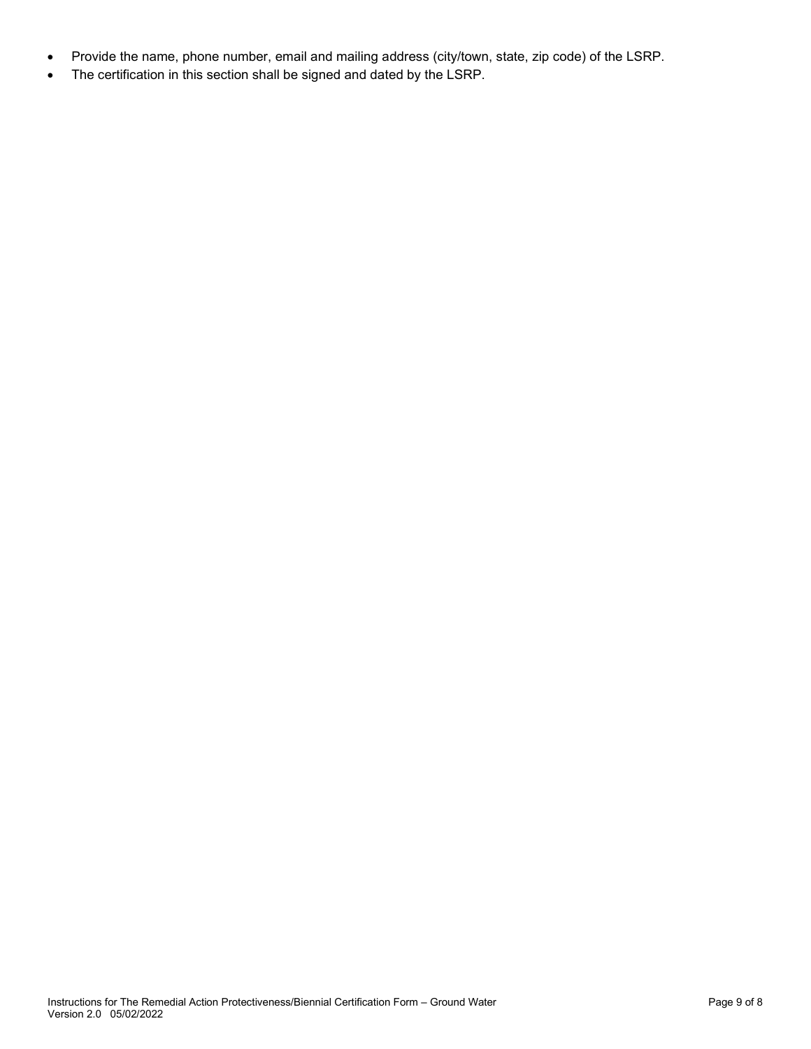- Provide the name, phone number, email and mailing address (city/town, state, zip code) of the LSRP.
- The certification in this section shall be signed and dated by the LSRP.